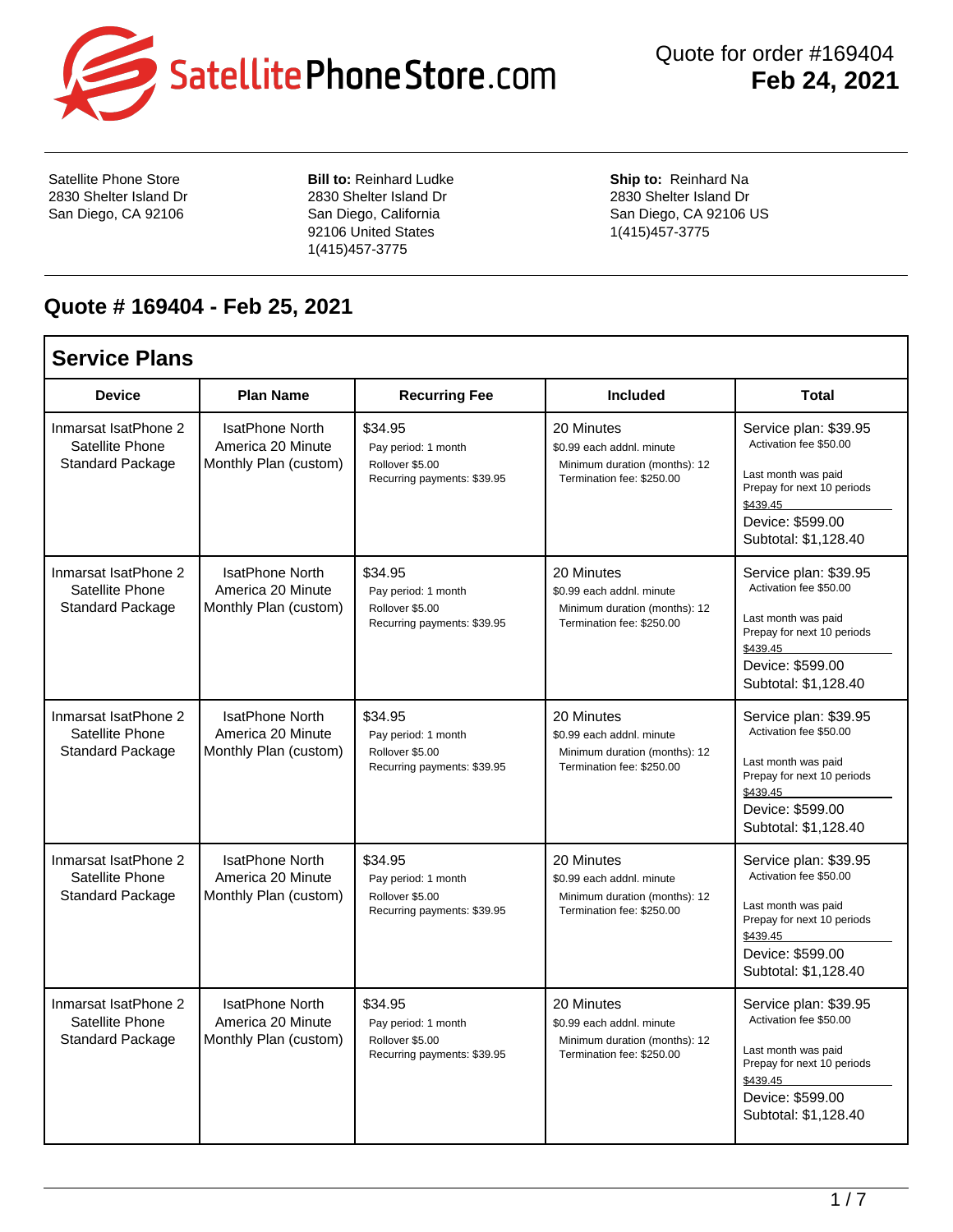SatellitePhoneStore.com

Quote for order #169404
**Feb 24, 2021**

Satellite Phone Store
2830 Shelter Island Dr
San Diego, CA 92106

**Bill to:** Reinhard Ludke
2830 Shelter Island Dr
San Diego, California
92106 United States
1(415)457-3775

**Ship to:** Reinhard Na
2830 Shelter Island Dr
San Diego, CA 92106 US
1(415)457-3775

## Quote # 169404 - Feb 25, 2021

### Service Plans

| Device | Plan Name | Recurring Fee | Included | Total |
|---|---|---|---|---|
| Inmarsat IsatPhone 2 Satellite Phone Standard Package | IsatPhone North America 20 Minute Monthly Plan (custom) | $34.95<br>Pay period: 1 month<br>Rollover $5.00<br>Recurring payments: $39.95 | 20 Minutes<br>$0.99 each addnl. minute<br>Minimum duration (months): 12<br>Termination fee: $250.00 | Service plan: $39.95<br>Activation fee $50.00<br>Last month was paid<br>Prepay for next 10 periods<br>$439.45<br>Device: $599.00<br>Subtotal: $1,128.40 |
| Inmarsat IsatPhone 2 Satellite Phone Standard Package | IsatPhone North America 20 Minute Monthly Plan (custom) | $34.95<br>Pay period: 1 month<br>Rollover $5.00<br>Recurring payments: $39.95 | 20 Minutes<br>$0.99 each addnl. minute<br>Minimum duration (months): 12<br>Termination fee: $250.00 | Service plan: $39.95<br>Activation fee $50.00<br>Last month was paid<br>Prepay for next 10 periods<br>$439.45<br>Device: $599.00<br>Subtotal: $1,128.40 |
| Inmarsat IsatPhone 2 Satellite Phone Standard Package | IsatPhone North America 20 Minute Monthly Plan (custom) | $34.95<br>Pay period: 1 month<br>Rollover $5.00<br>Recurring payments: $39.95 | 20 Minutes<br>$0.99 each addnl. minute<br>Minimum duration (months): 12<br>Termination fee: $250.00 | Service plan: $39.95<br>Activation fee $50.00<br>Last month was paid<br>Prepay for next 10 periods<br>$439.45<br>Device: $599.00<br>Subtotal: $1,128.40 |
| Inmarsat IsatPhone 2 Satellite Phone Standard Package | IsatPhone North America 20 Minute Monthly Plan (custom) | $34.95<br>Pay period: 1 month<br>Rollover $5.00<br>Recurring payments: $39.95 | 20 Minutes<br>$0.99 each addnl. minute<br>Minimum duration (months): 12<br>Termination fee: $250.00 | Service plan: $39.95<br>Activation fee $50.00<br>Last month was paid<br>Prepay for next 10 periods<br>$439.45<br>Device: $599.00<br>Subtotal: $1,128.40 |
| Inmarsat IsatPhone 2 Satellite Phone Standard Package | IsatPhone North America 20 Minute Monthly Plan (custom) | $34.95<br>Pay period: 1 month<br>Rollover $5.00<br>Recurring payments: $39.95 | 20 Minutes<br>$0.99 each addnl. minute<br>Minimum duration (months): 12<br>Termination fee: $250.00 | Service plan: $39.95<br>Activation fee $50.00<br>Last month was paid<br>Prepay for next 10 periods<br>$439.45<br>Device: $599.00<br>Subtotal: $1,128.40 |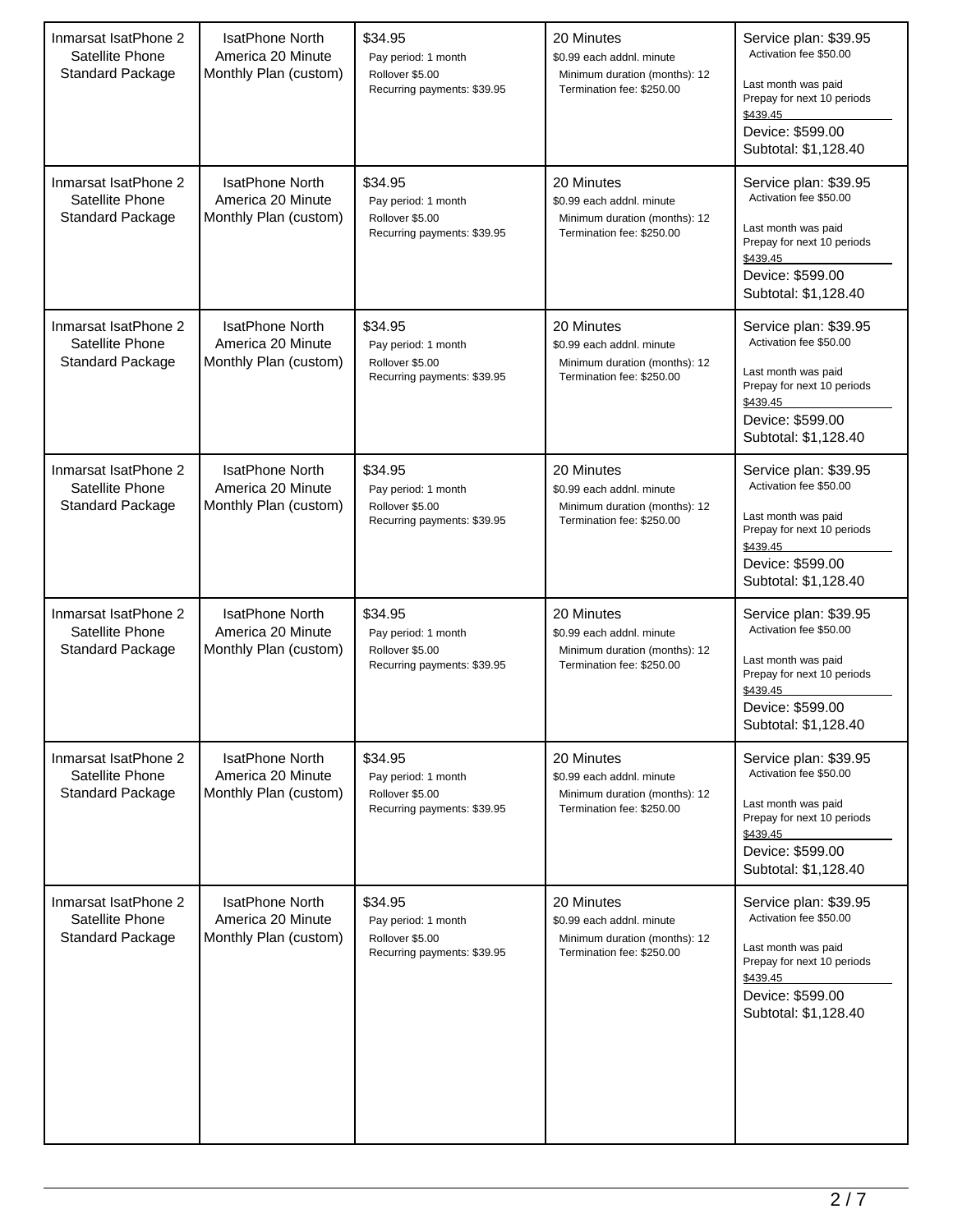| | | | | |
|---|---|---|---|---|
| Inmarsat IsatPhone 2 Satellite Phone Standard Package | IsatPhone North America 20 Minute Monthly Plan (custom) | $34.95<br>Pay period: 1 month<br>Rollover $5.00<br>Recurring payments: $39.95 | 20 Minutes<br>$0.99 each addnl. minute<br>Minimum duration (months): 12<br>Termination fee: $250.00 | Service plan: $39.95<br>Activation fee $50.00<br>Last month was paid<br>Prepay for next 10 periods<br>$439.45<br>Device: $599.00<br>Subtotal: $1,128.40 |
| Inmarsat IsatPhone 2 Satellite Phone Standard Package | IsatPhone North America 20 Minute Monthly Plan (custom) | $34.95<br>Pay period: 1 month<br>Rollover $5.00<br>Recurring payments: $39.95 | 20 Minutes<br>$0.99 each addnl. minute<br>Minimum duration (months): 12<br>Termination fee: $250.00 | Service plan: $39.95<br>Activation fee $50.00<br>Last month was paid<br>Prepay for next 10 periods<br>$439.45<br>Device: $599.00<br>Subtotal: $1,128.40 |
| Inmarsat IsatPhone 2 Satellite Phone Standard Package | IsatPhone North America 20 Minute Monthly Plan (custom) | $34.95<br>Pay period: 1 month<br>Rollover $5.00<br>Recurring payments: $39.95 | 20 Minutes<br>$0.99 each addnl. minute<br>Minimum duration (months): 12<br>Termination fee: $250.00 | Service plan: $39.95<br>Activation fee $50.00<br>Last month was paid<br>Prepay for next 10 periods<br>$439.45<br>Device: $599.00<br>Subtotal: $1,128.40 |
| Inmarsat IsatPhone 2 Satellite Phone Standard Package | IsatPhone North America 20 Minute Monthly Plan (custom) | $34.95<br>Pay period: 1 month<br>Rollover $5.00<br>Recurring payments: $39.95 | 20 Minutes<br>$0.99 each addnl. minute<br>Minimum duration (months): 12<br>Termination fee: $250.00 | Service plan: $39.95<br>Activation fee $50.00<br>Last month was paid<br>Prepay for next 10 periods<br>$439.45<br>Device: $599.00<br>Subtotal: $1,128.40 |
| Inmarsat IsatPhone 2 Satellite Phone Standard Package | IsatPhone North America 20 Minute Monthly Plan (custom) | $34.95<br>Pay period: 1 month<br>Rollover $5.00<br>Recurring payments: $39.95 | 20 Minutes<br>$0.99 each addnl. minute<br>Minimum duration (months): 12<br>Termination fee: $250.00 | Service plan: $39.95<br>Activation fee $50.00<br>Last month was paid<br>Prepay for next 10 periods<br>$439.45<br>Device: $599.00<br>Subtotal: $1,128.40 |
| Inmarsat IsatPhone 2 Satellite Phone Standard Package | IsatPhone North America 20 Minute Monthly Plan (custom) | $34.95<br>Pay period: 1 month<br>Rollover $5.00<br>Recurring payments: $39.95 | 20 Minutes<br>$0.99 each addnl. minute<br>Minimum duration (months): 12<br>Termination fee: $250.00 | Service plan: $39.95<br>Activation fee $50.00<br>Last month was paid<br>Prepay for next 10 periods<br>$439.45<br>Device: $599.00<br>Subtotal: $1,128.40 |
| Inmarsat IsatPhone 2 Satellite Phone Standard Package | IsatPhone North America 20 Minute Monthly Plan (custom) | $34.95<br>Pay period: 1 month<br>Rollover $5.00<br>Recurring payments: $39.95 | 20 Minutes<br>$0.99 each addnl. minute<br>Minimum duration (months): 12<br>Termination fee: $250.00 | Service plan: $39.95<br>Activation fee $50.00<br>Last month was paid<br>Prepay for next 10 periods<br>$439.45<br>Device: $599.00<br>Subtotal: $1,128.40 |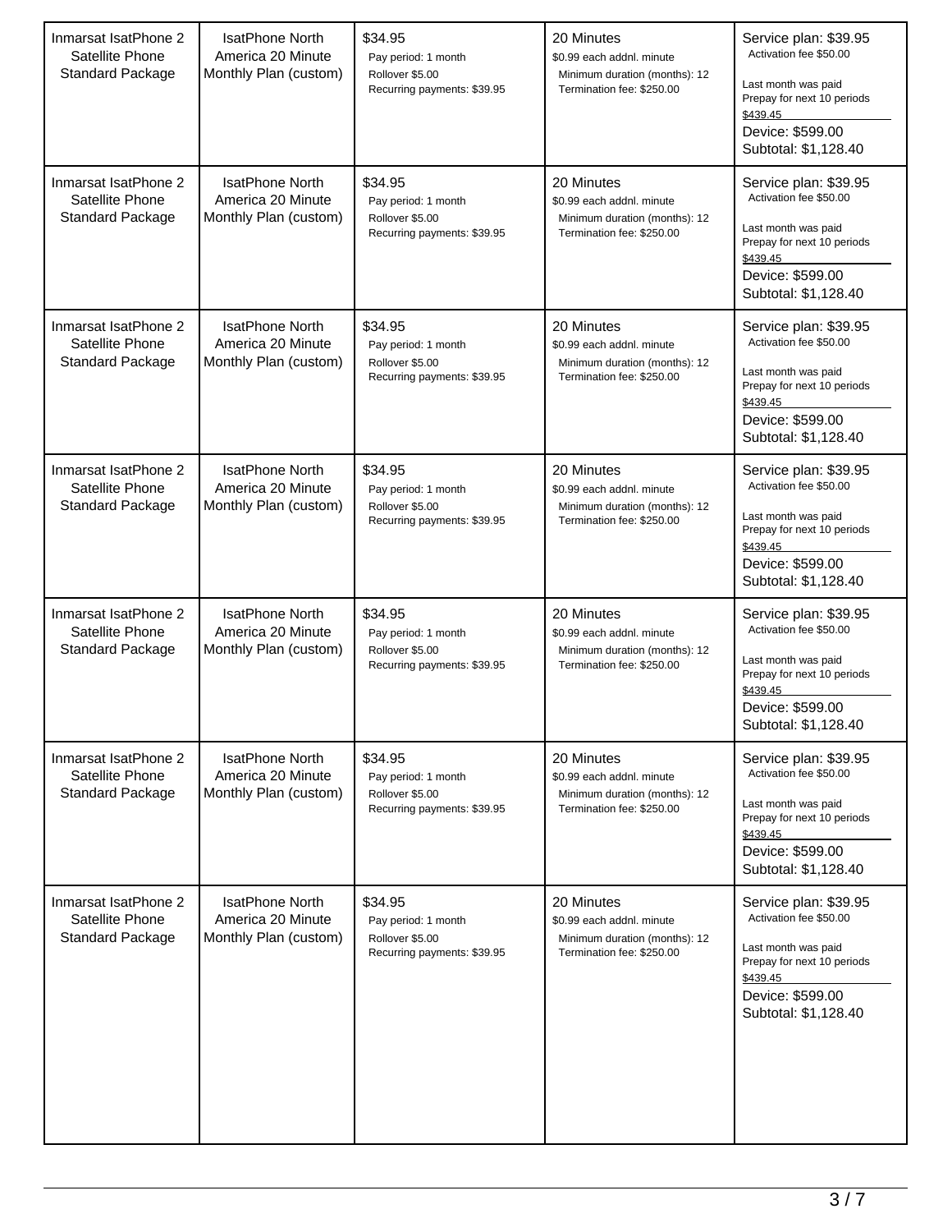| | | | | |
|---|---|---|---|---|
| Inmarsat IsatPhone 2 Satellite Phone Standard Package | IsatPhone North America 20 Minute Monthly Plan (custom) | $34.95<br>Pay period: 1 month<br>Rollover $5.00<br>Recurring payments: $39.95 | 20 Minutes<br>$0.99 each addnl. minute<br>Minimum duration (months): 12<br>Termination fee: $250.00 | Service plan: $39.95<br>Activation fee $50.00<br>Last month was paid<br>Prepay for next 10 periods<br>$439.45<br>Device: $599.00<br>Subtotal: $1,128.40 |
| Inmarsat IsatPhone 2 Satellite Phone Standard Package | IsatPhone North America 20 Minute Monthly Plan (custom) | $34.95<br>Pay period: 1 month<br>Rollover $5.00<br>Recurring payments: $39.95 | 20 Minutes<br>$0.99 each addnl. minute<br>Minimum duration (months): 12<br>Termination fee: $250.00 | Service plan: $39.95<br>Activation fee $50.00<br>Last month was paid<br>Prepay for next 10 periods<br>$439.45<br>Device: $599.00<br>Subtotal: $1,128.40 |
| Inmarsat IsatPhone 2 Satellite Phone Standard Package | IsatPhone North America 20 Minute Monthly Plan (custom) | $34.95<br>Pay period: 1 month<br>Rollover $5.00<br>Recurring payments: $39.95 | 20 Minutes<br>$0.99 each addnl. minute<br>Minimum duration (months): 12<br>Termination fee: $250.00 | Service plan: $39.95<br>Activation fee $50.00<br>Last month was paid<br>Prepay for next 10 periods<br>$439.45<br>Device: $599.00<br>Subtotal: $1,128.40 |
| Inmarsat IsatPhone 2 Satellite Phone Standard Package | IsatPhone North America 20 Minute Monthly Plan (custom) | $34.95<br>Pay period: 1 month<br>Rollover $5.00<br>Recurring payments: $39.95 | 20 Minutes<br>$0.99 each addnl. minute<br>Minimum duration (months): 12<br>Termination fee: $250.00 | Service plan: $39.95<br>Activation fee $50.00<br>Last month was paid<br>Prepay for next 10 periods<br>$439.45<br>Device: $599.00<br>Subtotal: $1,128.40 |
| Inmarsat IsatPhone 2 Satellite Phone Standard Package | IsatPhone North America 20 Minute Monthly Plan (custom) | $34.95<br>Pay period: 1 month<br>Rollover $5.00<br>Recurring payments: $39.95 | 20 Minutes<br>$0.99 each addnl. minute<br>Minimum duration (months): 12<br>Termination fee: $250.00 | Service plan: $39.95<br>Activation fee $50.00<br>Last month was paid<br>Prepay for next 10 periods<br>$439.45<br>Device: $599.00<br>Subtotal: $1,128.40 |
| Inmarsat IsatPhone 2 Satellite Phone Standard Package | IsatPhone North America 20 Minute Monthly Plan (custom) | $34.95<br>Pay period: 1 month<br>Rollover $5.00<br>Recurring payments: $39.95 | 20 Minutes<br>$0.99 each addnl. minute<br>Minimum duration (months): 12<br>Termination fee: $250.00 | Service plan: $39.95<br>Activation fee $50.00<br>Last month was paid<br>Prepay for next 10 periods<br>$439.45<br>Device: $599.00<br>Subtotal: $1,128.40 |
| Inmarsat IsatPhone 2 Satellite Phone Standard Package | IsatPhone North America 20 Minute Monthly Plan (custom) | $34.95<br>Pay period: 1 month<br>Rollover $5.00<br>Recurring payments: $39.95 | 20 Minutes<br>$0.99 each addnl. minute<br>Minimum duration (months): 12<br>Termination fee: $250.00 | Service plan: $39.95<br>Activation fee $50.00<br>Last month was paid<br>Prepay for next 10 periods<br>$439.45<br>Device: $599.00<br>Subtotal: $1,128.40 |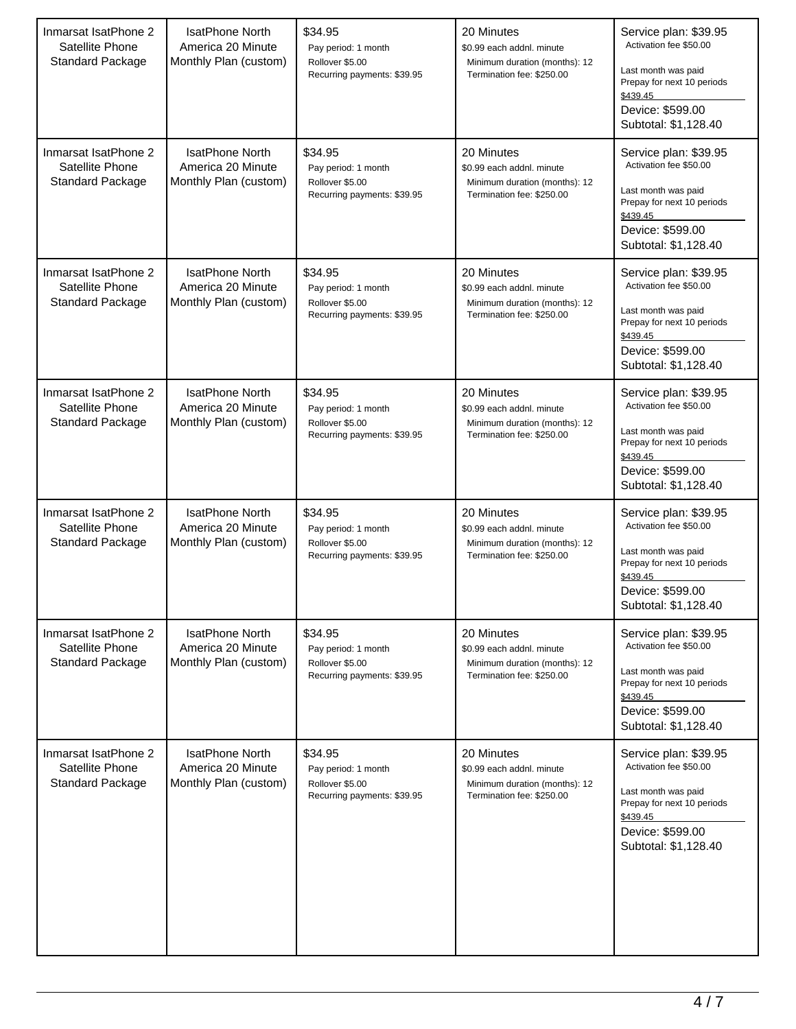| | | | | |
|---|---|---|---|---|
| Inmarsat IsatPhone 2 Satellite Phone Standard Package | IsatPhone North America 20 Minute Monthly Plan (custom) | $34.95<br>Pay period: 1 month<br>Rollover $5.00<br>Recurring payments: $39.95 | 20 Minutes<br>$0.99 each addnl. minute<br>Minimum duration (months): 12<br>Termination fee: $250.00 | Service plan: $39.95<br>Activation fee $50.00<br>Last month was paid<br>Prepay for next 10 periods<br>$439.45<br>Device: $599.00<br>Subtotal: $1,128.40 |
| Inmarsat IsatPhone 2 Satellite Phone Standard Package | IsatPhone North America 20 Minute Monthly Plan (custom) | $34.95<br>Pay period: 1 month<br>Rollover $5.00<br>Recurring payments: $39.95 | 20 Minutes<br>$0.99 each addnl. minute<br>Minimum duration (months): 12<br>Termination fee: $250.00 | Service plan: $39.95<br>Activation fee $50.00<br>Last month was paid<br>Prepay for next 10 periods<br>$439.45<br>Device: $599.00<br>Subtotal: $1,128.40 |
| Inmarsat IsatPhone 2 Satellite Phone Standard Package | IsatPhone North America 20 Minute Monthly Plan (custom) | $34.95<br>Pay period: 1 month<br>Rollover $5.00<br>Recurring payments: $39.95 | 20 Minutes<br>$0.99 each addnl. minute<br>Minimum duration (months): 12<br>Termination fee: $250.00 | Service plan: $39.95<br>Activation fee $50.00<br>Last month was paid<br>Prepay for next 10 periods<br>$439.45<br>Device: $599.00<br>Subtotal: $1,128.40 |
| Inmarsat IsatPhone 2 Satellite Phone Standard Package | IsatPhone North America 20 Minute Monthly Plan (custom) | $34.95<br>Pay period: 1 month<br>Rollover $5.00<br>Recurring payments: $39.95 | 20 Minutes<br>$0.99 each addnl. minute<br>Minimum duration (months): 12<br>Termination fee: $250.00 | Service plan: $39.95<br>Activation fee $50.00<br>Last month was paid<br>Prepay for next 10 periods<br>$439.45<br>Device: $599.00<br>Subtotal: $1,128.40 |
| Inmarsat IsatPhone 2 Satellite Phone Standard Package | IsatPhone North America 20 Minute Monthly Plan (custom) | $34.95<br>Pay period: 1 month<br>Rollover $5.00<br>Recurring payments: $39.95 | 20 Minutes<br>$0.99 each addnl. minute<br>Minimum duration (months): 12<br>Termination fee: $250.00 | Service plan: $39.95<br>Activation fee $50.00<br>Last month was paid<br>Prepay for next 10 periods<br>$439.45<br>Device: $599.00<br>Subtotal: $1,128.40 |
| Inmarsat IsatPhone 2 Satellite Phone Standard Package | IsatPhone North America 20 Minute Monthly Plan (custom) | $34.95<br>Pay period: 1 month<br>Rollover $5.00<br>Recurring payments: $39.95 | 20 Minutes<br>$0.99 each addnl. minute<br>Minimum duration (months): 12<br>Termination fee: $250.00 | Service plan: $39.95<br>Activation fee $50.00<br>Last month was paid<br>Prepay for next 10 periods<br>$439.45<br>Device: $599.00<br>Subtotal: $1,128.40 |
| Inmarsat IsatPhone 2 Satellite Phone Standard Package | IsatPhone North America 20 Minute Monthly Plan (custom) | $34.95<br>Pay period: 1 month<br>Rollover $5.00<br>Recurring payments: $39.95 | 20 Minutes<br>$0.99 each addnl. minute<br>Minimum duration (months): 12<br>Termination fee: $250.00 | Service plan: $39.95<br>Activation fee $50.00<br>Last month was paid<br>Prepay for next 10 periods<br>$439.45<br>Device: $599.00<br>Subtotal: $1,128.40 |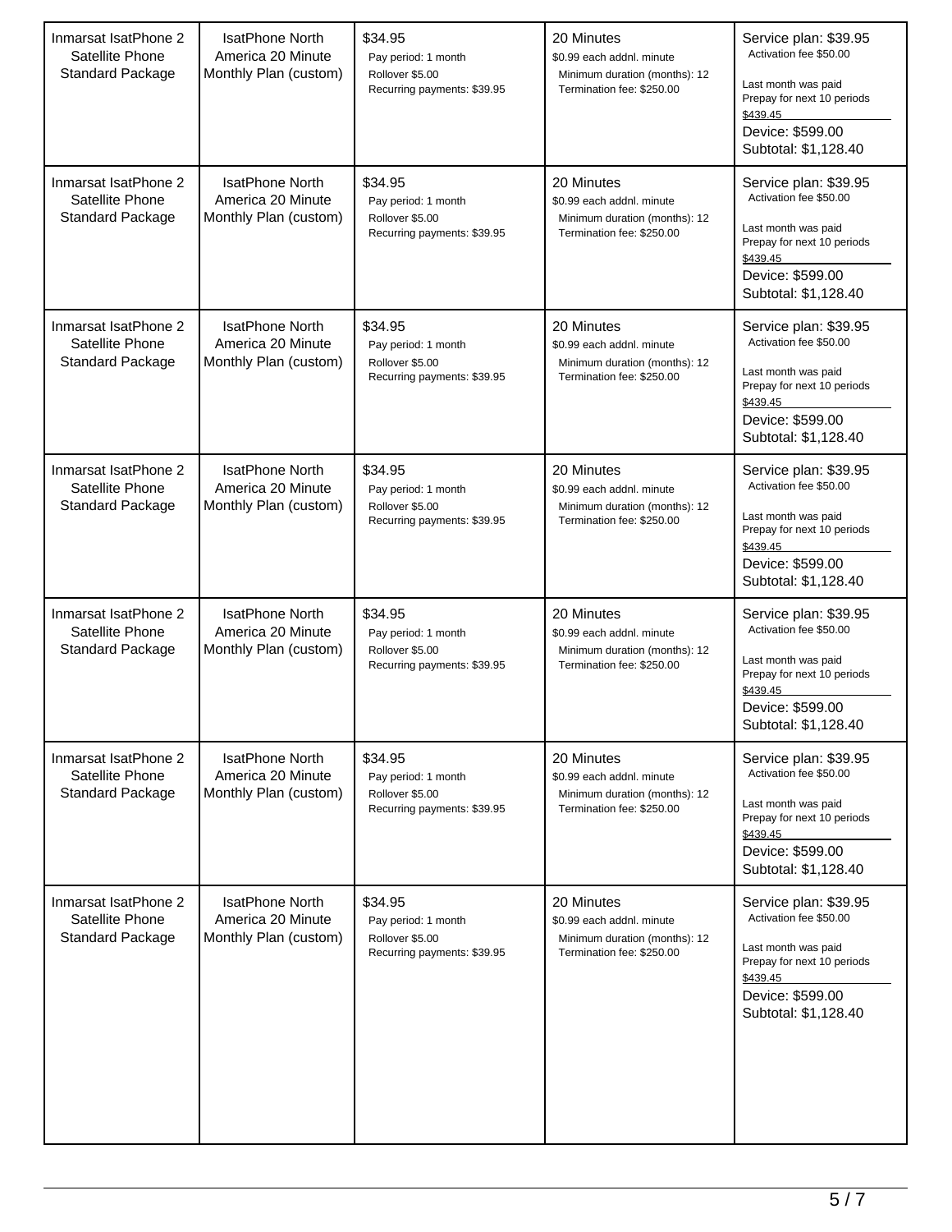| | | | | |
|---|---|---|---|---|
| Inmarsat IsatPhone 2 Satellite Phone Standard Package | IsatPhone North America 20 Minute Monthly Plan (custom) | $34.95<br>Pay period: 1 month<br>Rollover $5.00<br>Recurring payments: $39.95 | 20 Minutes<br>$0.99 each addnl. minute<br>Minimum duration (months): 12<br>Termination fee: $250.00 | Service plan: $39.95<br>Activation fee $50.00<br><br>Last month was paid<br>Prepay for next 10 periods<br>$439.45<br>Device: $599.00<br>Subtotal: $1,128.40 |
| Inmarsat IsatPhone 2 Satellite Phone Standard Package | IsatPhone North America 20 Minute Monthly Plan (custom) | $34.95<br>Pay period: 1 month<br>Rollover $5.00<br>Recurring payments: $39.95 | 20 Minutes<br>$0.99 each addnl. minute<br>Minimum duration (months): 12<br>Termination fee: $250.00 | Service plan: $39.95<br>Activation fee $50.00<br><br>Last month was paid<br>Prepay for next 10 periods<br>$439.45<br>Device: $599.00<br>Subtotal: $1,128.40 |
| Inmarsat IsatPhone 2 Satellite Phone Standard Package | IsatPhone North America 20 Minute Monthly Plan (custom) | $34.95<br>Pay period: 1 month<br>Rollover $5.00<br>Recurring payments: $39.95 | 20 Minutes<br>$0.99 each addnl. minute<br>Minimum duration (months): 12<br>Termination fee: $250.00 | Service plan: $39.95<br>Activation fee $50.00<br><br>Last month was paid<br>Prepay for next 10 periods<br>$439.45<br>Device: $599.00<br>Subtotal: $1,128.40 |
| Inmarsat IsatPhone 2 Satellite Phone Standard Package | IsatPhone North America 20 Minute Monthly Plan (custom) | $34.95<br>Pay period: 1 month<br>Rollover $5.00<br>Recurring payments: $39.95 | 20 Minutes<br>$0.99 each addnl. minute<br>Minimum duration (months): 12<br>Termination fee: $250.00 | Service plan: $39.95<br>Activation fee $50.00<br><br>Last month was paid<br>Prepay for next 10 periods<br>$439.45<br>Device: $599.00<br>Subtotal: $1,128.40 |
| Inmarsat IsatPhone 2 Satellite Phone Standard Package | IsatPhone North America 20 Minute Monthly Plan (custom) | $34.95<br>Pay period: 1 month<br>Rollover $5.00<br>Recurring payments: $39.95 | 20 Minutes<br>$0.99 each addnl. minute<br>Minimum duration (months): 12<br>Termination fee: $250.00 | Service plan: $39.95<br>Activation fee $50.00<br><br>Last month was paid<br>Prepay for next 10 periods<br>$439.45<br>Device: $599.00<br>Subtotal: $1,128.40 |
| Inmarsat IsatPhone 2 Satellite Phone Standard Package | IsatPhone North America 20 Minute Monthly Plan (custom) | $34.95<br>Pay period: 1 month<br>Rollover $5.00<br>Recurring payments: $39.95 | 20 Minutes<br>$0.99 each addnl. minute<br>Minimum duration (months): 12<br>Termination fee: $250.00 | Service plan: $39.95<br>Activation fee $50.00<br><br>Last month was paid<br>Prepay for next 10 periods<br>$439.45<br>Device: $599.00<br>Subtotal: $1,128.40 |
| Inmarsat IsatPhone 2 Satellite Phone Standard Package | IsatPhone North America 20 Minute Monthly Plan (custom) | $34.95<br>Pay period: 1 month<br>Rollover $5.00<br>Recurring payments: $39.95 | 20 Minutes<br>$0.99 each addnl. minute<br>Minimum duration (months): 12<br>Termination fee: $250.00 | Service plan: $39.95<br>Activation fee $50.00<br><br>Last month was paid<br>Prepay for next 10 periods<br>$439.45<br>Device: $599.00<br>Subtotal: $1,128.40 |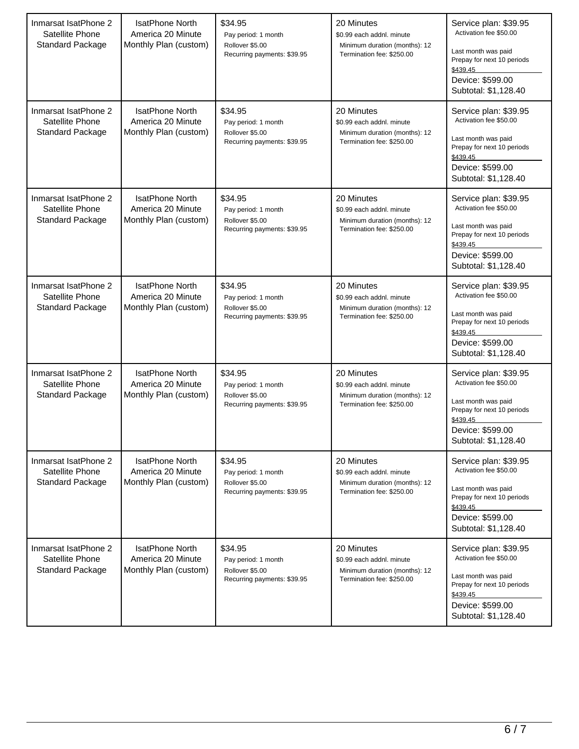| | | | | |
|---|---|---|---|---|
| Inmarsat IsatPhone 2 Satellite Phone Standard Package | IsatPhone North America 20 Minute Monthly Plan (custom) | $34.95<br>Pay period: 1 month<br>Rollover $5.00<br>Recurring payments: $39.95 | 20 Minutes<br>$0.99 each addnl. minute<br>Minimum duration (months): 12<br>Termination fee: $250.00 | Service plan: $39.95<br>Activation fee $50.00<br>Last month was paid<br>Prepay for next 10 periods<br>$439.45<br>Device: $599.00<br>Subtotal: $1,128.40 |
| Inmarsat IsatPhone 2 Satellite Phone Standard Package | IsatPhone North America 20 Minute Monthly Plan (custom) | $34.95<br>Pay period: 1 month<br>Rollover $5.00<br>Recurring payments: $39.95 | 20 Minutes<br>$0.99 each addnl. minute<br>Minimum duration (months): 12<br>Termination fee: $250.00 | Service plan: $39.95<br>Activation fee $50.00<br>Last month was paid<br>Prepay for next 10 periods<br>$439.45<br>Device: $599.00<br>Subtotal: $1,128.40 |
| Inmarsat IsatPhone 2 Satellite Phone Standard Package | IsatPhone North America 20 Minute Monthly Plan (custom) | $34.95<br>Pay period: 1 month<br>Rollover $5.00<br>Recurring payments: $39.95 | 20 Minutes<br>$0.99 each addnl. minute<br>Minimum duration (months): 12<br>Termination fee: $250.00 | Service plan: $39.95<br>Activation fee $50.00<br>Last month was paid<br>Prepay for next 10 periods<br>$439.45<br>Device: $599.00<br>Subtotal: $1,128.40 |
| Inmarsat IsatPhone 2 Satellite Phone Standard Package | IsatPhone North America 20 Minute Monthly Plan (custom) | $34.95<br>Pay period: 1 month<br>Rollover $5.00<br>Recurring payments: $39.95 | 20 Minutes<br>$0.99 each addnl. minute<br>Minimum duration (months): 12<br>Termination fee: $250.00 | Service plan: $39.95<br>Activation fee $50.00<br>Last month was paid<br>Prepay for next 10 periods<br>$439.45<br>Device: $599.00<br>Subtotal: $1,128.40 |
| Inmarsat IsatPhone 2 Satellite Phone Standard Package | IsatPhone North America 20 Minute Monthly Plan (custom) | $34.95<br>Pay period: 1 month<br>Rollover $5.00<br>Recurring payments: $39.95 | 20 Minutes<br>$0.99 each addnl. minute<br>Minimum duration (months): 12<br>Termination fee: $250.00 | Service plan: $39.95<br>Activation fee $50.00<br>Last month was paid<br>Prepay for next 10 periods<br>$439.45<br>Device: $599.00<br>Subtotal: $1,128.40 |
| Inmarsat IsatPhone 2 Satellite Phone Standard Package | IsatPhone North America 20 Minute Monthly Plan (custom) | $34.95<br>Pay period: 1 month<br>Rollover $5.00<br>Recurring payments: $39.95 | 20 Minutes<br>$0.99 each addnl. minute<br>Minimum duration (months): 12<br>Termination fee: $250.00 | Service plan: $39.95<br>Activation fee $50.00<br>Last month was paid<br>Prepay for next 10 periods<br>$439.45<br>Device: $599.00<br>Subtotal: $1,128.40 |
| Inmarsat IsatPhone 2 Satellite Phone Standard Package | IsatPhone North America 20 Minute Monthly Plan (custom) | $34.95<br>Pay period: 1 month<br>Rollover $5.00<br>Recurring payments: $39.95 | 20 Minutes<br>$0.99 each addnl. minute<br>Minimum duration (months): 12<br>Termination fee: $250.00 | Service plan: $39.95<br>Activation fee $50.00<br>Last month was paid<br>Prepay for next 10 periods<br>$439.45<br>Device: $599.00<br>Subtotal: $1,128.40 |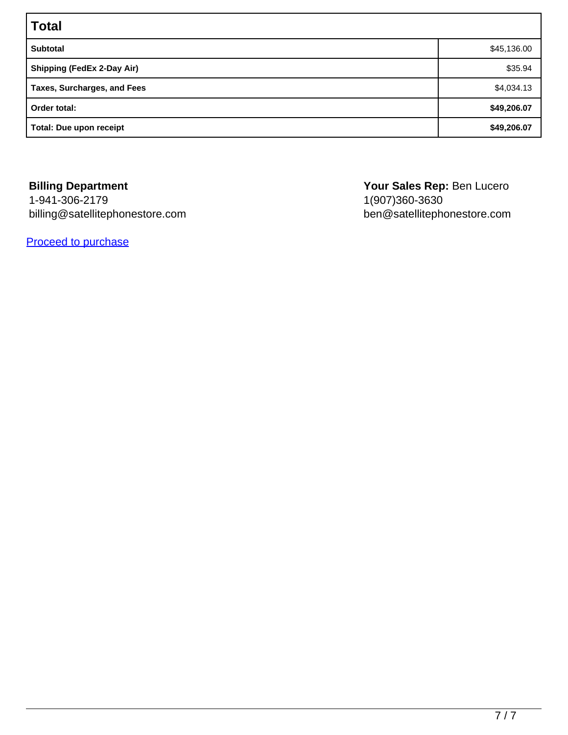| Total | |
|---|---|
| **Subtotal** | $45,136.00 |
| **Shipping (FedEx 2-Day Air)** | $35.94 |
| **Taxes, Surcharges, and Fees** | $4,034.13 |
| **Order total:** | **$49,206.07** |
| **Total: Due upon receipt** | **$49,206.07** |

**Billing Department**
1-941-306-2179
billing@satellitephonestore.com

**Your Sales Rep:** Ben Lucero
1(907)360-3630
ben@satellitephonestore.com

Proceed to purchase